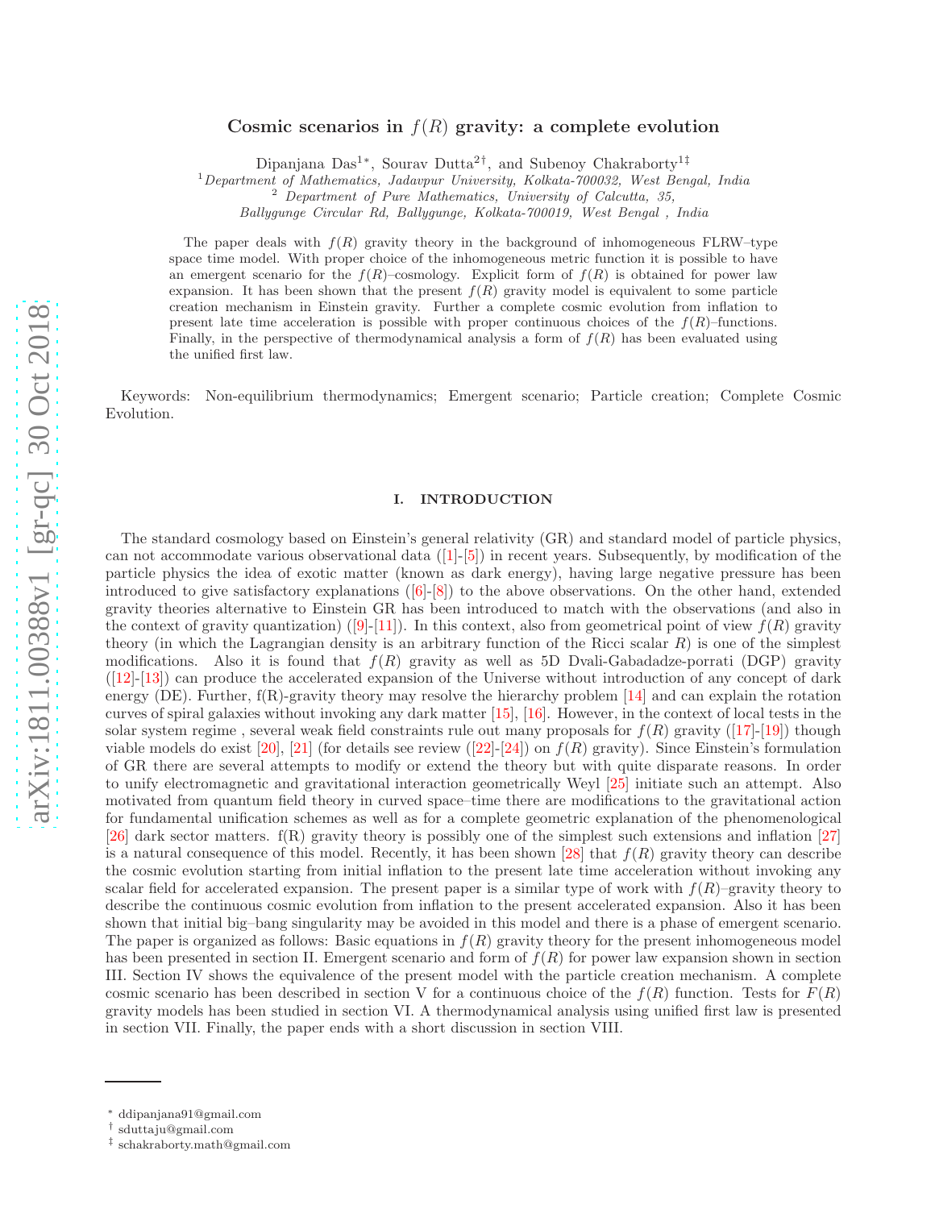# Cosmic scenarios in $f(R)$ gravity: a complete evolution

Dipanjana Das[1*], Sourav Dutta[2†], and Subenoy Chakraborty[1‡]

[1] *Department of Mathematics, Jadavpur University, Kolkata-700032, West Bengal, India*
[2] *Department of Pure Mathematics, University of Calcutta, 35, Ballygunge Circular Rd, Ballygunge, Kolkata-700019, West Bengal , India*

The paper deals with $f(R)$ gravity theory in the background of inhomogeneous FLRW–type space time model. With proper choice of the inhomogeneous metric function it is possible to have an emergent scenario for the $f(R)$–cosmology. Explicit form of $f(R)$ is obtained for power law expansion. It has been shown that the present $f(R)$ gravity model is equivalent to some particle creation mechanism in Einstein gravity. Further a complete cosmic evolution from inflation to present late time acceleration is possible with proper continuous choices of the $f(R)$–functions. Finally, in the perspective of thermodynamical analysis a form of $f(R)$ has been evaluated using the unified first law.

Keywords: Non-equilibrium thermodynamics; Emergent scenario; Particle creation; Complete Cosmic Evolution.

## I. INTRODUCTION

The standard cosmology based on Einstein's general relativity (GR) and standard model of particle physics, can not accommodate various observational data ([1]-[5]) in recent years. Subsequently, by modification of the particle physics the idea of exotic matter (known as dark energy), having large negative pressure has been introduced to give satisfactory explanations ([6]-[8]) to the above observations. On the other hand, extended gravity theories alternative to Einstein GR has been introduced to match with the observations (and also in the context of gravity quantization) ([9]-[11]). In this context, also from geometrical point of view $f(R)$ gravity theory (in which the Lagrangian density is an arbitrary function of the Ricci scalar $R$) is one of the simplest modifications. Also it is found that $f(R)$ gravity as well as 5D Dvali-Gabadadze-porrati (DGP) gravity ([12]-[13]) can produce the accelerated expansion of the Universe without introduction of any concept of dark energy (DE). Further, f(R)-gravity theory may resolve the hierarchy problem [14] and can explain the rotation curves of spiral galaxies without invoking any dark matter [15], [16]. However, in the context of local tests in the solar system regime , several weak field constraints rule out many proposals for $f(R)$ gravity ([17]-[19]) though viable models do exist [20], [21] (for details see review ([22]-[24]) on $f(R)$ gravity). Since Einstein's formulation of GR there are several attempts to modify or extend the theory but with quite disparate reasons. In order to unify electromagnetic and gravitational interaction geometrically Weyl [25] initiate such an attempt. Also motivated from quantum field theory in curved space–time there are modifications to the gravitational action for fundamental unification schemes as well as for a complete geometric explanation of the phenomenological [26] dark sector matters. f(R) gravity theory is possibly one of the simplest such extensions and inflation [27] is a natural consequence of this model. Recently, it has been shown [28] that $f(R)$ gravity theory can describe the cosmic evolution starting from initial inflation to the present late time acceleration without invoking any scalar field for accelerated expansion. The present paper is a similar type of work with $f(R)$–gravity theory to describe the continuous cosmic evolution from inflation to the present accelerated expansion. Also it has been shown that initial big–bang singularity may be avoided in this model and there is a phase of emergent scenario. The paper is organized as follows: Basic equations in $f(R)$ gravity theory for the present inhomogeneous model has been presented in section II. Emergent scenario and form of $f(R)$ for power law expansion shown in section III. Section IV shows the equivalence of the present model with the particle creation mechanism. A complete cosmic scenario has been described in section V for a continuous choice of the $f(R)$ function. Tests for $F(R)$ gravity models has been studied in section VI. A thermodynamical analysis using unified first law is presented in section VII. Finally, the paper ends with a short discussion in section VIII.

---

[*] ddipanjana91@gmail.com
[†] sduttaju@gmail.com
[‡] schakraborty.math@gmail.com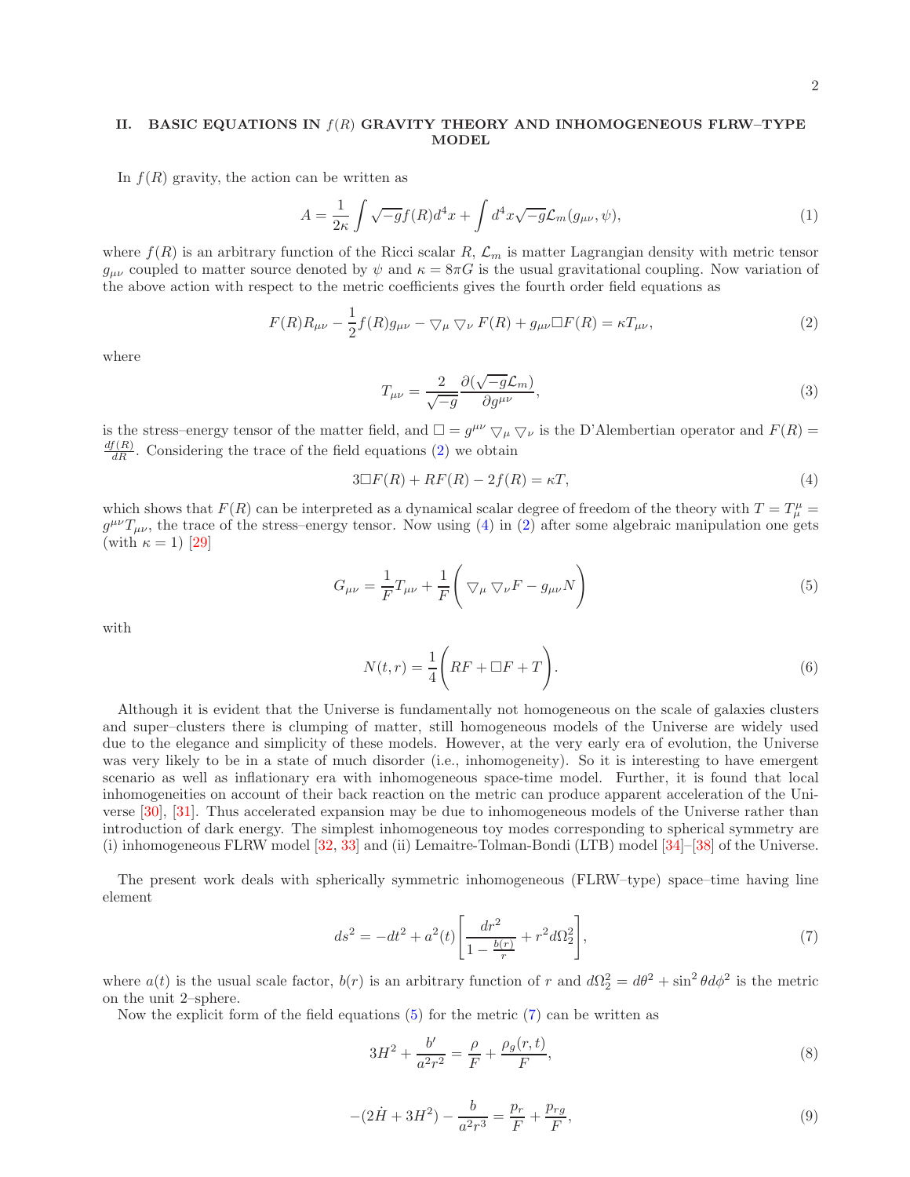## II. BASIC EQUATIONS IN $f(R)$ GRAVITY THEORY AND INHOMOGENEOUS FLRW–TYPE MODEL

In $f(R)$ gravity, the action can be written as

$$A = \frac{1}{2\kappa}\int \sqrt{-g} f(R) d^4x + \int d^4x \sqrt{-g}\mathcal{L}_m(g_{\mu\nu}, \psi), \tag{1}$$

where $f(R)$ is an arbitrary function of the Ricci scalar $R$, $\mathcal{L}_m$ is matter Lagrangian density with metric tensor $g_{\mu\nu}$ coupled to matter source denoted by $\psi$ and $\kappa = 8\pi G$ is the usual gravitational coupling. Now variation of the above action with respect to the metric coefficients gives the fourth order field equations as

$$F(R)R_{\mu\nu} - \frac{1}{2}f(R)g_{\mu\nu} - \nabla_\mu \nabla_\nu F(R) + g_{\mu\nu}\Box F(R) = \kappa T_{\mu\nu}, \tag{2}$$

where

$$T_{\mu\nu} = \frac{2}{\sqrt{-g}}\frac{\partial(\sqrt{-g}\mathcal{L}_m)}{\partial g^{\mu\nu}}, \tag{3}$$

is the stress–energy tensor of the matter field, and $\Box = g^{\mu\nu}\nabla_\mu\nabla_\nu$ is the D'Alembertian operator and $F(R) = \frac{df(R)}{dR}$. Considering the trace of the field equations (2) we obtain

$$3\Box F(R) + RF(R) - 2f(R) = \kappa T, \tag{4}$$

which shows that $F(R)$ can be interpreted as a dynamical scalar degree of freedom of the theory with $T = T^\mu_\mu = g^{\mu\nu}T_{\mu\nu}$, the trace of the stress–energy tensor. Now using (4) in (2) after some algebraic manipulation one gets (with $\kappa = 1$) [29]

$$G_{\mu\nu} = \frac{1}{F}T_{\mu\nu} + \frac{1}{F}\bigg(\nabla_\mu\nabla_\nu F - g_{\mu\nu}N\bigg) \tag{5}$$

with

$$N(t,r) = \frac{1}{4}\bigg(RF + \Box F + T\bigg). \tag{6}$$

Although it is evident that the Universe is fundamentally not homogeneous on the scale of galaxies clusters and super–clusters there is clumping of matter, still homogeneous models of the Universe are widely used due to the elegance and simplicity of these models. However, at the very early era of evolution, the Universe was very likely to be in a state of much disorder (i.e., inhomogeneity). So it is interesting to have emergent scenario as well as inflationary era with inhomogeneous space-time model. Further, it is found that local inhomogeneities on account of their back reaction on the metric can produce apparent acceleration of the Universe [30], [31]. Thus accelerated expansion may be due to inhomogeneous models of the Universe rather than introduction of dark energy. The simplest inhomogeneous toy modes corresponding to spherical symmetry are (i) inhomogeneous FLRW model [32, 33] and (ii) Lemaitre-Tolman-Bondi (LTB) model [34]–[38] of the Universe.

The present work deals with spherically symmetric inhomogeneous (FLRW–type) space–time having line element

$$ds^2 = -dt^2 + a^2(t)\left[\frac{dr^2}{1-\frac{b(r)}{r}} + r^2 d\Omega_2^2\right], \tag{7}$$

where $a(t)$ is the usual scale factor, $b(r)$ is an arbitrary function of $r$ and $d\Omega_2^2 = d\theta^2 + \sin^2\theta d\phi^2$ is the metric on the unit 2–sphere.

Now the explicit form of the field equations (5) for the metric (7) can be written as

$$3H^2 + \frac{b'}{a^2r^2} = \frac{\rho}{F} + \frac{\rho_g(r,t)}{F}, \tag{8}$$

$$-(2\dot{H} + 3H^2) - \frac{b}{a^2r^3} = \frac{p_r}{F} + \frac{p_{rg}}{F}, \tag{9}$$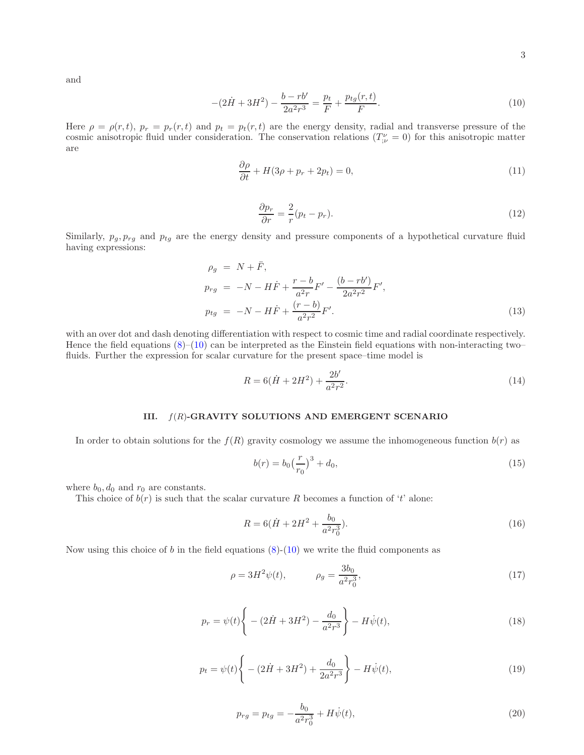and

$$-(2\dot{H}+3H^2)-\frac{b-rb'}{2a^2r^3}=\frac{p_t}{F}+\frac{p_{tg}(r,t)}{F}. \tag{10}$$

Here $\rho=\rho(r,t)$, $p_r=p_r(r,t)$ and $p_t=p_t(r,t)$ are the energy density, radial and transverse pressure of the cosmic anisotropic fluid under consideration. The conservation relations ($T^{\nu}_{;\nu}=0$) for this anisotropic matter are

$$\frac{\partial\rho}{\partial t}+H(3\rho+p_r+2p_t)=0, \tag{11}$$

$$\frac{\partial p_r}{\partial r}=\frac{2}{r}(p_t-p_r). \tag{12}$$

Similarly, $p_g, p_{rg}$ and $p_{tg}$ are the energy density and pressure components of a hypothetical curvature fluid having expressions:

$$\begin{aligned}
\rho_g &= N+\ddot{F},\\
p_{rg} &= -N-H\dot{F}+\frac{r-b}{a^2r}F'-\frac{(b-rb')}{2a^2r^2}F',\\
p_{tg} &= -N-H\dot{F}+\frac{(r-b)}{a^2r^2}F'.
\end{aligned} \tag{13}$$

with an over dot and dash denoting differentiation with respect to cosmic time and radial coordinate respectively. Hence the field equations (8)–(10) can be interpreted as the Einstein field equations with non-interacting two–fluids. Further the expression for scalar curvature for the present space–time model is

$$R=6(\dot{H}+2H^2)+\frac{2b'}{a^2r^2}. \tag{14}$$

## III. $f(R)$-GRAVITY SOLUTIONS AND EMERGENT SCENARIO

In order to obtain solutions for the $f(R)$ gravity cosmology we assume the inhomogeneous function $b(r)$ as

$$b(r)=b_0\left(\frac{r}{r_0}\right)^3+d_0, \tag{15}$$

where $b_0, d_0$ and $r_0$ are constants.

This choice of $b(r)$ is such that the scalar curvature $R$ becomes a function of '$t$' alone:

$$R=6(\dot{H}+2H^2+\frac{b_0}{a^2r_0^3}). \tag{16}$$

Now using this choice of $b$ in the field equations (8)-(10) we write the fluid components as

$$\rho=3H^2\psi(t),\qquad\quad \rho_g=\frac{3b_0}{a^2r_0^3}, \tag{17}$$

$$p_r=\psi(t)\left\{-(2\dot{H}+3H^2)-\frac{d_0}{a^2r^3}\right\}-H\dot{\psi}(t), \tag{18}$$

$$p_t=\psi(t)\left\{-(2\dot{H}+3H^2)+\frac{d_0}{2a^2r^3}\right\}-H\dot{\psi}(t), \tag{19}$$

$$p_{rg}=p_{tg}=-\frac{b_0}{a^2r_0^3}+H\dot{\psi}(t), \tag{20}$$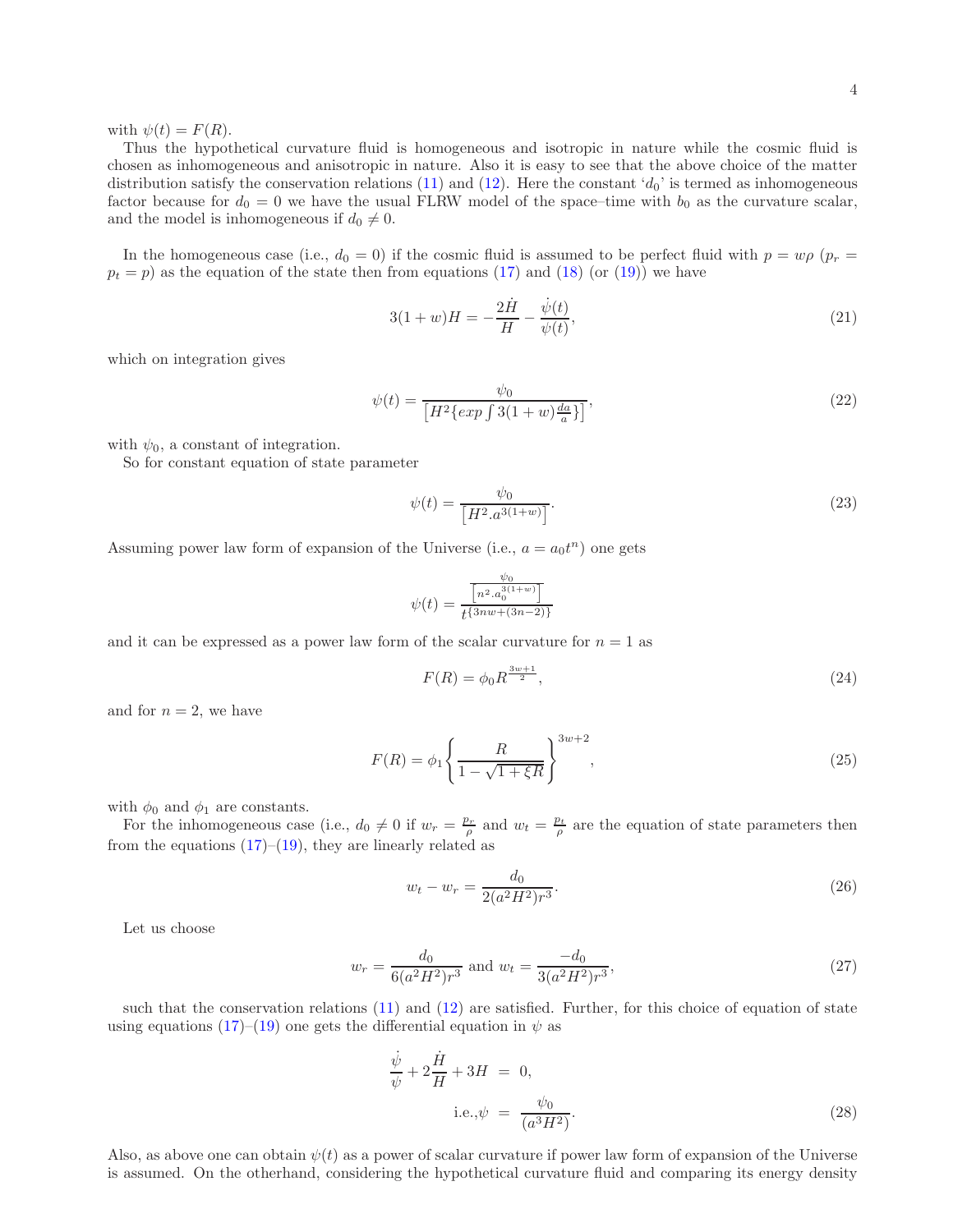with $\psi(t) = F(R)$.

Thus the hypothetical curvature fluid is homogeneous and isotropic in nature while the cosmic fluid is chosen as inhomogeneous and anisotropic in nature. Also it is easy to see that the above choice of the matter distribution satisfy the conservation relations (11) and (12). Here the constant '$d_0$' is termed as inhomogeneous factor because for $d_0 = 0$ we have the usual FLRW model of the space–time with $b_0$ as the curvature scalar, and the model is inhomogeneous if $d_0 \neq 0$.

In the homogeneous case (i.e., $d_0 = 0$) if the cosmic fluid is assumed to be perfect fluid with $p = w\rho$ ($p_r = p_t = p$) as the equation of the state then from equations (17) and (18) (or (19)) we have

$$3(1+w)H = -\frac{2\dot{H}}{H} - \frac{\dot{\psi}(t)}{\psi(t)}, \tag{21}$$

which on integration gives

$$\psi(t) = \frac{\psi_0}{\left[H^2\{exp\int 3(1+w)\frac{da}{a}\}\right]}, \tag{22}$$

with $\psi_0$, a constant of integration.

So for constant equation of state parameter

$$\psi(t) = \frac{\psi_0}{\left[H^2.a^{3(1+w)}\right]}. \tag{23}$$

Assuming power law form of expansion of the Universe (i.e., $a = a_0 t^n$) one gets

$$\psi(t) = \frac{\frac{\psi_0}{\left[n^2.a_0^{3(1+w)}\right]}}{t^{\{3nw+(3n-2)\}}}$$

and it can be expressed as a power law form of the scalar curvature for $n = 1$ as

$$F(R) = \phi_0 R^{\frac{3w+1}{2}}, \tag{24}$$

and for $n = 2$, we have

$$F(R) = \phi_1 \left\{\frac{R}{1-\sqrt{1+\xi R}}\right\}^{3w+2}, \tag{25}$$

with $\phi_0$ and $\phi_1$ are constants.

For the inhomogeneous case (i.e., $d_0 \neq 0$ if $w_r = \frac{p_r}{\rho}$ and $w_t = \frac{p_t}{\rho}$ are the equation of state parameters then from the equations (17)–(19), they are linearly related as

$$w_t - w_r = \frac{d_0}{2(a^2H^2)r^3}. \tag{26}$$

Let us choose

$$w_r = \frac{d_0}{6(a^2H^2)r^3} \text{ and } w_t = \frac{-d_0}{3(a^2H^2)r^3}, \tag{27}$$

such that the conservation relations (11) and (12) are satisfied. Further, for this choice of equation of state using equations (17)–(19) one gets the differential equation in $\psi$ as

$$\begin{aligned} \frac{\dot{\psi}}{\psi} + 2\frac{\dot{H}}{H} + 3H &= 0, \\ \text{i.e.,}\psi &= \frac{\psi_0}{(a^3H^2)}. \end{aligned} \tag{28}$$

Also, as above one can obtain $\psi(t)$ as a power of scalar curvature if power law form of expansion of the Universe is assumed. On the otherhand, considering the hypothetical curvature fluid and comparing its energy density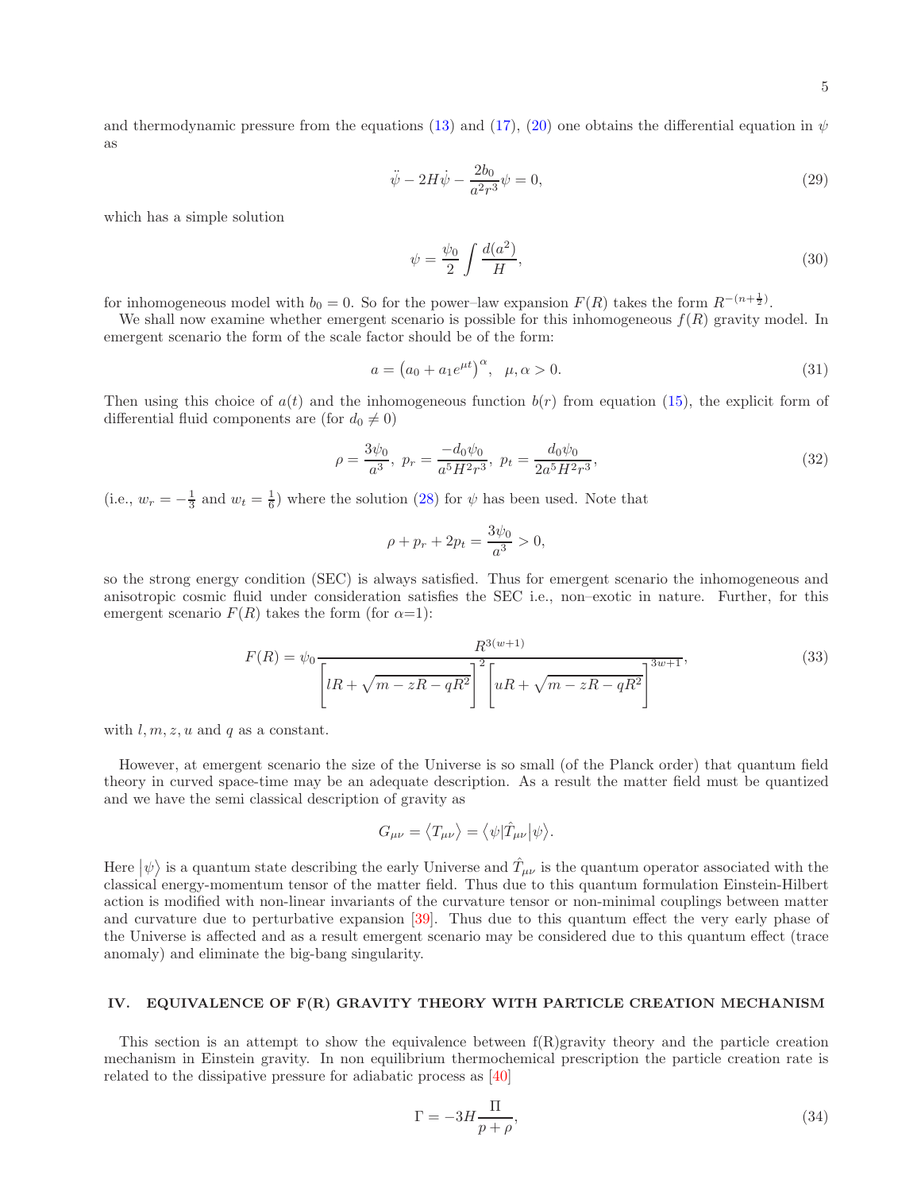and thermodynamic pressure from the equations (13) and (17), (20) one obtains the differential equation in $\psi$ as

$$\ddot{\psi} - 2H\dot{\psi} - \frac{2b_0}{a^2 r^3}\psi = 0, \tag{29}$$

which has a simple solution

$$\psi = \frac{\psi_0}{2}\int \frac{d(a^2)}{H}, \tag{30}$$

for inhomogeneous model with $b_0 = 0$. So for the power–law expansion $F(R)$ takes the form $R^{-(n+\frac{1}{2})}$.

We shall now examine whether emergent scenario is possible for this inhomogeneous $f(R)$ gravity model. In emergent scenario the form of the scale factor should be of the form:

$$a = \left(a_0 + a_1 e^{\mu t}\right)^{\alpha}, \quad \mu, \alpha > 0. \tag{31}$$

Then using this choice of $a(t)$ and the inhomogeneous function $b(r)$ from equation (15), the explicit form of differential fluid components are (for $d_0 \neq 0$)

$$\rho = \frac{3\psi_0}{a^3}, \ p_r = \frac{-d_0\psi_0}{a^5 H^2 r^3}, \ p_t = \frac{d_0\psi_0}{2a^5 H^2 r^3}, \tag{32}$$

(i.e., $w_r = -\frac{1}{3}$ and $w_t = \frac{1}{6}$) where the solution (28) for $\psi$ has been used. Note that

$$\rho + p_r + 2p_t = \frac{3\psi_0}{a^3} > 0,$$

so the strong energy condition (SEC) is always satisfied. Thus for emergent scenario the inhomogeneous and anisotropic cosmic fluid under consideration satisfies the SEC i.e., non–exotic in nature. Further, for this emergent scenario $F(R)$ takes the form (for $\alpha$=1):

$$F(R) = \psi_0 \frac{R^{3(w+1)}}{\left[lR + \sqrt{m - zR - qR^2}\right]^2 \left[uR + \sqrt{m - zR - qR^2}\right]^{3w+1}}, \tag{33}$$

with $l, m, z, u$ and $q$ as a constant.

However, at emergent scenario the size of the Universe is so small (of the Planck order) that quantum field theory in curved space-time may be an adequate description. As a result the matter field must be quantized and we have the semi classical description of gravity as

$$G_{\mu\nu} = \langle T_{\mu\nu}\rangle = \langle\psi|\hat{T}_{\mu\nu}|\psi\rangle.$$

Here $|\psi\rangle$ is a quantum state describing the early Universe and $\hat{T}_{\mu\nu}$ is the quantum operator associated with the classical energy-momentum tensor of the matter field. Thus due to this quantum formulation Einstein-Hilbert action is modified with non-linear invariants of the curvature tensor or non-minimal couplings between matter and curvature due to perturbative expansion [39]. Thus due to this quantum effect the very early phase of the Universe is affected and as a result emergent scenario may be considered due to this quantum effect (trace anomaly) and eliminate the big-bang singularity.

## IV. EQUIVALENCE OF F(R) GRAVITY THEORY WITH PARTICLE CREATION MECHANISM

This section is an attempt to show the equivalence between f(R)gravity theory and the particle creation mechanism in Einstein gravity. In non equilibrium thermochemical prescription the particle creation rate is related to the dissipative pressure for adiabatic process as [40]

$$\Gamma = -3H\frac{\Pi}{p + \rho}, \tag{34}$$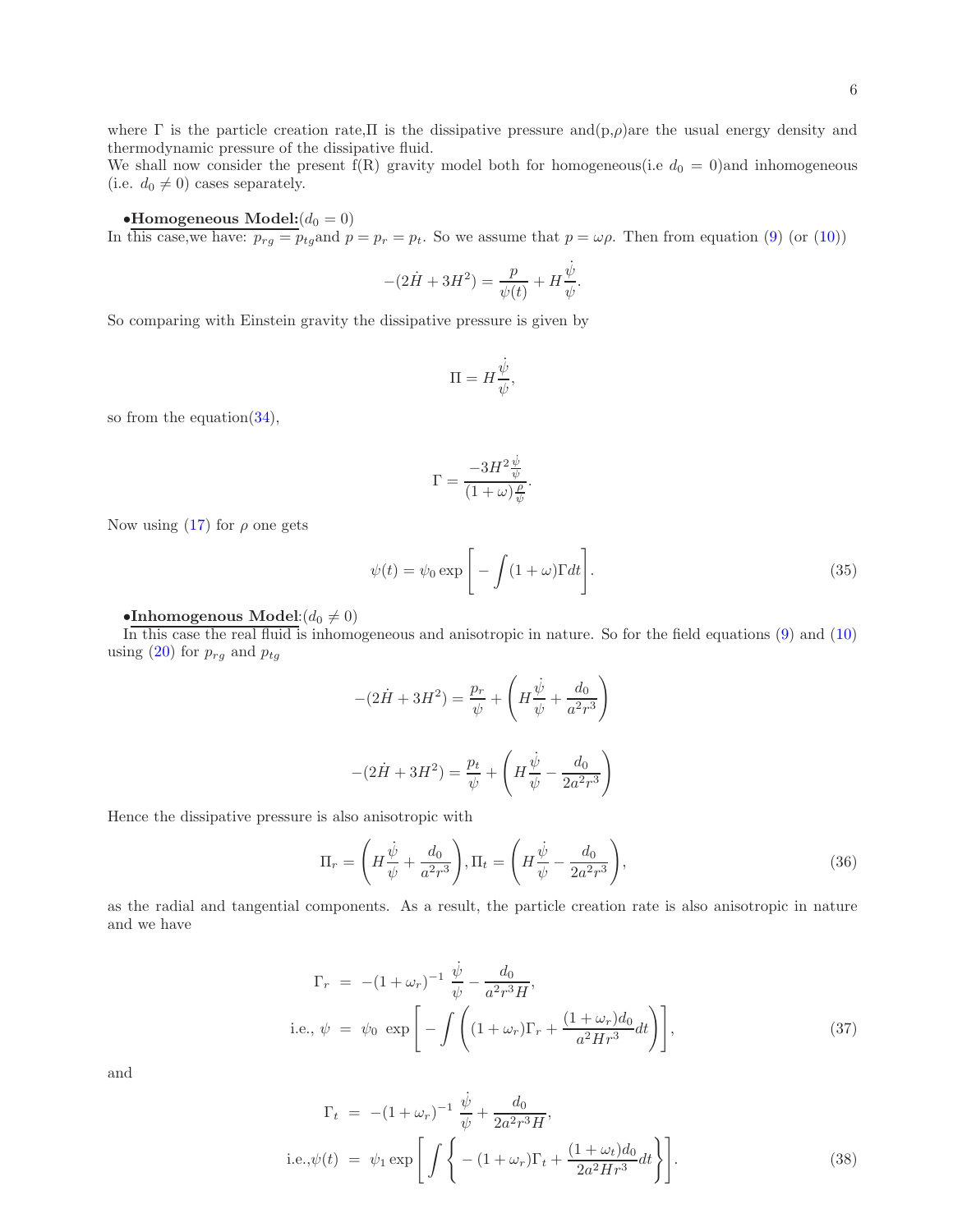where $\Gamma$ is the particle creation rate,$\Pi$ is the dissipative pressure and($p$,$\rho$)are the usual energy density and thermodynamic pressure of the dissipative fluid.
We shall now consider the present f(R) gravity model both for homogeneous(i.e $d_0 = 0$)and inhomogeneous (i.e. $d_0 \neq 0$) cases separately.

**•Homogeneous Model:**($d_0 = 0$)
In this case,we have: $p_{rg} = p_{tg}$and $p = p_r = p_t$. So we assume that $p = \omega\rho$. Then from equation (9) (or (10))

$$-(2\dot{H} + 3H^2) = \frac{p}{\psi(t)} + H\frac{\dot{\psi}}{\psi}.$$

So comparing with Einstein gravity the dissipative pressure is given by

$$\Pi = H\frac{\dot{\psi}}{\psi},$$

so from the equation(34),

$$\Gamma = \frac{-3H^2\frac{\dot{\psi}}{\psi}}{(1+\omega)\frac{\rho}{\psi}}.$$

Now using (17) for $\rho$ one gets

$$\psi(t) = \psi_0 \exp\left[-\int(1+\omega)\Gamma dt\right]. \tag{35}$$

**•Inhomogenous Model**:($d_0 \neq 0$)
In this case the real fluid is inhomogeneous and anisotropic in nature. So for the field equations (9) and (10) using (20) for $p_{rg}$ and $p_{tg}$

$$-(2\dot{H} + 3H^2) = \frac{p_r}{\psi} + \left(H\frac{\dot{\psi}}{\psi} + \frac{d_0}{a^2r^3}\right)$$

$$-(2\dot{H} + 3H^2) = \frac{p_t}{\psi} + \left(H\frac{\dot{\psi}}{\psi} - \frac{d_0}{2a^2r^3}\right)$$

Hence the dissipative pressure is also anisotropic with

$$\Pi_r = \left(H\frac{\dot{\psi}}{\psi} + \frac{d_0}{a^2r^3}\right), \Pi_t = \left(H\frac{\dot{\psi}}{\psi} - \frac{d_0}{2a^2r^3}\right), \tag{36}$$

as the radial and tangential components. As a result, the particle creation rate is also anisotropic in nature and we have

$$\begin{aligned}
\Gamma_r &= -(1+\omega_r)^{-1}\ \frac{\dot{\psi}}{\psi} - \frac{d_0}{a^2r^3H}, \\
\text{i.e., } \psi &= \psi_0\ \exp\left[-\int\left((1+\omega_r)\Gamma_r + \frac{(1+\omega_r)d_0}{a^2Hr^3}dt\right)\right],
\end{aligned} \tag{37}$$

and

$$\begin{aligned}
\Gamma_t &= -(1+\omega_r)^{-1}\ \frac{\dot{\psi}}{\psi} + \frac{d_0}{2a^2r^3H}, \\
\text{i.e.,}\psi(t) &= \psi_1 \exp\left[\int\left\{-(1+\omega_r)\Gamma_t + \frac{(1+\omega_t)d_0}{2a^2Hr^3}dt\right\}\right].
\end{aligned} \tag{38}$$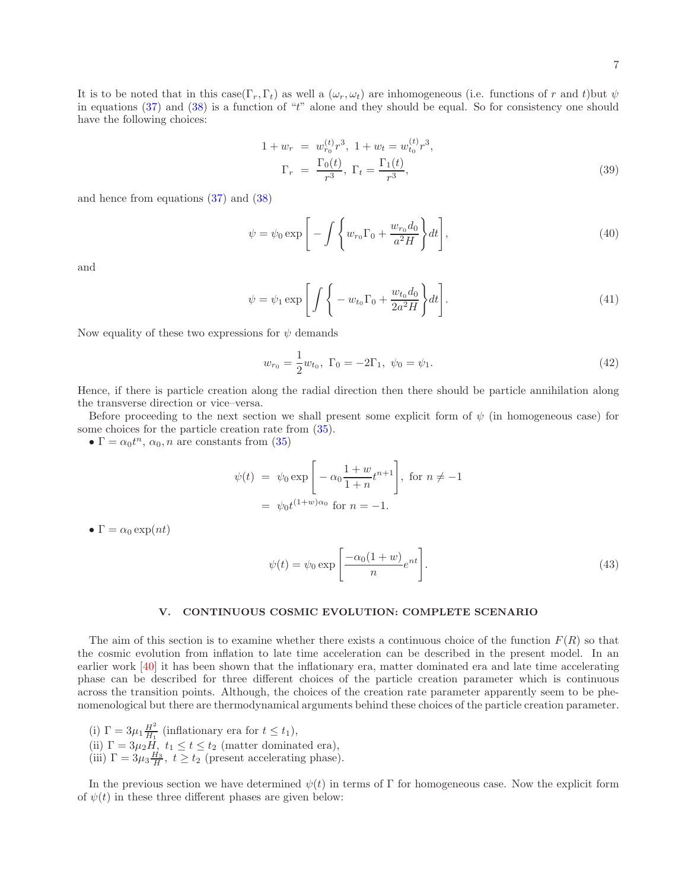It is to be noted that in this case$(\Gamma_r, \Gamma_t)$ as well a $(\omega_r, \omega_t)$ are inhomogeneous (i.e. functions of $r$ and $t$)but $\psi$ in equations (37) and (38) is a function of "$t$" alone and they should be equal. So for consistency one should have the following choices:

$$
\begin{aligned}
1 + w_r &= w_{r_0}^{(t)} r^3, \; 1 + w_t = w_{t_0}^{(t)} r^3, \\
\Gamma_r &= \frac{\Gamma_0(t)}{r^3}, \; \Gamma_t = \frac{\Gamma_1(t)}{r^3},
\end{aligned}
\tag{39}
$$

and hence from equations (37) and (38)

$$
\psi = \psi_0 \exp\left[ -\int \left\{ w_{r_0}\Gamma_0 + \frac{w_{r_0} d_0}{a^2 H} \right\} dt \right],
\tag{40}
$$

and

$$
\psi = \psi_1 \exp\left[ \int \left\{ -w_{t_0}\Gamma_0 + \frac{w_{t_0} d_0}{2a^2 H} \right\} dt \right].
\tag{41}
$$

Now equality of these two expressions for $\psi$ demands

$$
w_{r_0} = \frac{1}{2} w_{t_0}, \; \Gamma_0 = -2\Gamma_1, \; \psi_0 = \psi_1.
\tag{42}
$$

Hence, if there is particle creation along the radial direction then there should be particle annihilation along the transverse direction or vice–versa.

Before proceeding to the next section we shall present some explicit form of $\psi$ (in homogeneous case) for some choices for the particle creation rate from (35).

• $\Gamma = \alpha_0 t^n$, $\alpha_0, n$ are constants from (35)

$$
\begin{aligned}
\psi(t) &= \psi_0 \exp\left[ -\alpha_0 \frac{1+w}{1+n} t^{n+1} \right], \text{ for } n \neq -1 \\
&= \psi_0 t^{(1+w)\alpha_0} \text{ for } n = -1.
\end{aligned}
$$

• $\Gamma = \alpha_0 \exp(nt)$

$$
\psi(t) = \psi_0 \exp\left[ \frac{-\alpha_0(1+w)}{n} e^{nt} \right].
\tag{43}
$$

## V. CONTINUOUS COSMIC EVOLUTION: COMPLETE SCENARIO

The aim of this section is to examine whether there exists a continuous choice of the function $F(R)$ so that the cosmic evolution from inflation to late time acceleration can be described in the present model. In an earlier work [40] it has been shown that the inflationary era, matter dominated era and late time accelerating phase can be described for three different choices of the particle creation parameter which is continuous across the transition points. Although, the choices of the creation rate parameter apparently seem to be phenomenological but there are thermodynamical arguments behind these choices of the particle creation parameter.

(i) $\Gamma = 3\mu_1 \frac{H^2}{H_1}$ (inflationary era for $t \leq t_1$),
(ii) $\Gamma = 3\mu_2 H$, $t_1 \leq t \leq t_2$ (matter dominated era),
(iii) $\Gamma = 3\mu_3 \frac{H_3}{H}$, $t \geq t_2$ (present accelerating phase).

In the previous section we have determined $\psi(t)$ in terms of $\Gamma$ for homogeneous case. Now the explicit form of $\psi(t)$ in these three different phases are given below: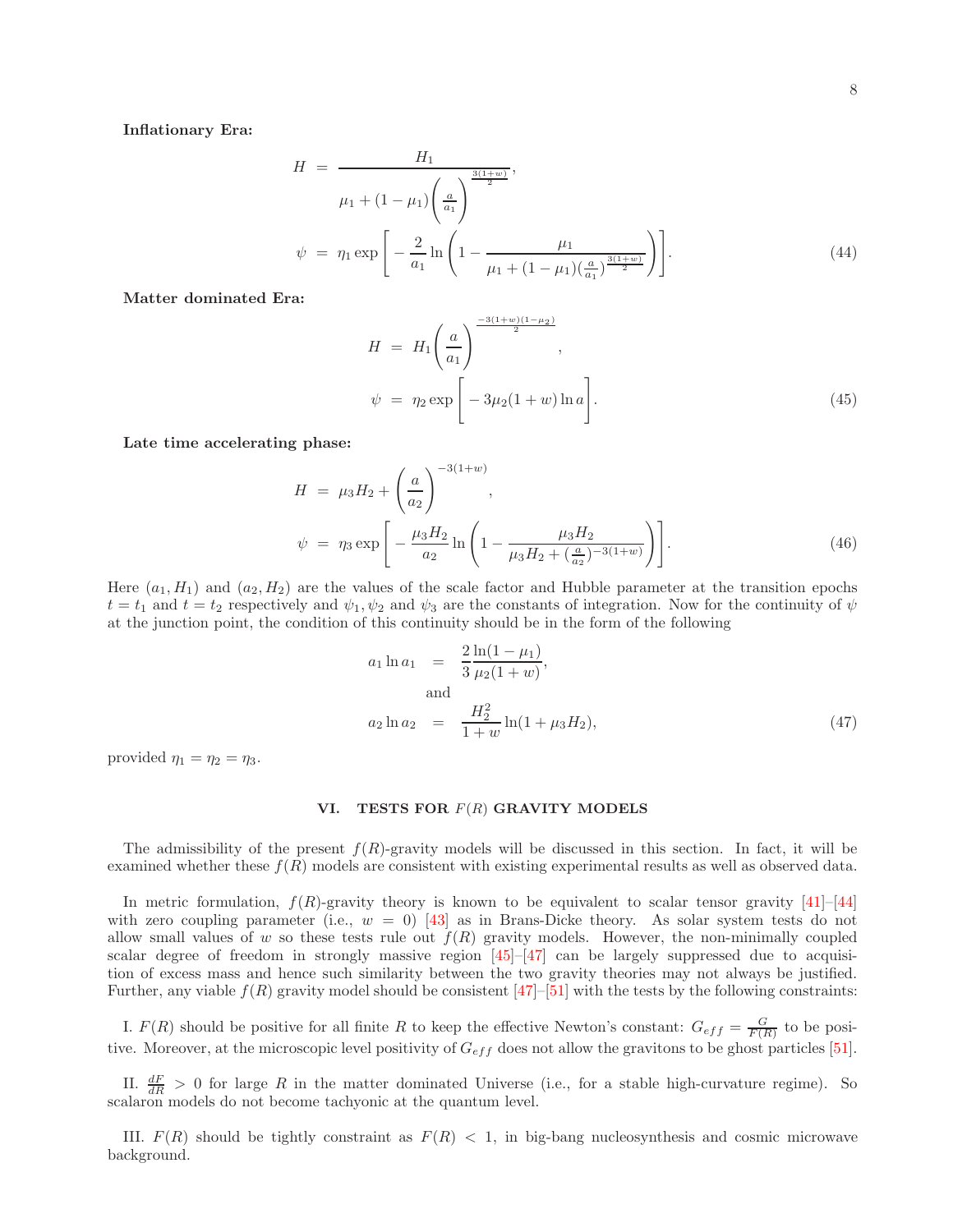**Inflationary Era:**

$$
\begin{aligned}
H &= \frac{H_1}{\mu_1 + (1-\mu_1)\left(\frac{a}{a_1}\right)^{\frac{3(1+w)}{2}}}, \\
\psi &= \eta_1 \exp\left[-\frac{2}{a_1}\ln\left(1 - \frac{\mu_1}{\mu_1 + (1-\mu_1)(\frac{a}{a_1})^{\frac{3(1+w)}{2}}}\right)\right].
\end{aligned}
\tag{44}
$$

**Matter dominated Era:**

$$
\begin{aligned}
H &= H_1\left(\frac{a}{a_1}\right)^{\frac{-3(1+w)(1-\mu_2)}{2}}, \\
\psi &= \eta_2 \exp\left[-3\mu_2(1+w)\ln a\right].
\end{aligned}
\tag{45}
$$

**Late time accelerating phase:**

$$
\begin{aligned}
H &= \mu_3 H_2 + \left(\frac{a}{a_2}\right)^{-3(1+w)}, \\
\psi &= \eta_3 \exp\left[-\frac{\mu_3 H_2}{a_2}\ln\left(1 - \frac{\mu_3 H_2}{\mu_3 H_2 + (\frac{a}{a_2})^{-3(1+w)}}\right)\right].
\end{aligned}
\tag{46}
$$

Here $(a_1, H_1)$ and $(a_2, H_2)$ are the values of the scale factor and Hubble parameter at the transition epochs $t = t_1$ and $t = t_2$ respectively and $\psi_1, \psi_2$ and $\psi_3$ are the constants of integration. Now for the continuity of $\psi$ at the junction point, the condition of this continuity should be in the form of the following

$$
\begin{aligned}
a_1 \ln a_1 &= \frac{2}{3}\frac{\ln(1-\mu_1)}{\mu_2(1+w)}, \\
&\text{and} \\
a_2 \ln a_2 &= \frac{H_2^2}{1+w}\ln(1+\mu_3 H_2),
\end{aligned}
\tag{47}
$$

provided $\eta_1 = \eta_2 = \eta_3$.

## VI. TESTS FOR $F(R)$ GRAVITY MODELS

The admissibility of the present $f(R)$-gravity models will be discussed in this section. In fact, it will be examined whether these $f(R)$ models are consistent with existing experimental results as well as observed data.

In metric formulation, $f(R)$-gravity theory is known to be equivalent to scalar tensor gravity [41]–[44] with zero coupling parameter (i.e., $w = 0$) [43] as in Brans-Dicke theory. As solar system tests do not allow small values of $w$ so these tests rule out $f(R)$ gravity models. However, the non-minimally coupled scalar degree of freedom in strongly massive region [45]–[47] can be largely suppressed due to acquisition of excess mass and hence such similarity between the two gravity theories may not always be justified. Further, any viable $f(R)$ gravity model should be consistent [47]–[51] with the tests by the following constraints:

I. $F(R)$ should be positive for all finite $R$ to keep the effective Newton's constant: $G_{eff} = \frac{G}{F(R)}$ to be positive. Moreover, at the microscopic level positivity of $G_{eff}$ does not allow the gravitons to be ghost particles [51].

II. $\frac{dF}{dR} > 0$ for large $R$ in the matter dominated Universe (i.e., for a stable high-curvature regime). So scalaron models do not become tachyonic at the quantum level.

III. $F(R)$ should be tightly constraint as $F(R) < 1$, in big-bang nucleosynthesis and cosmic microwave background.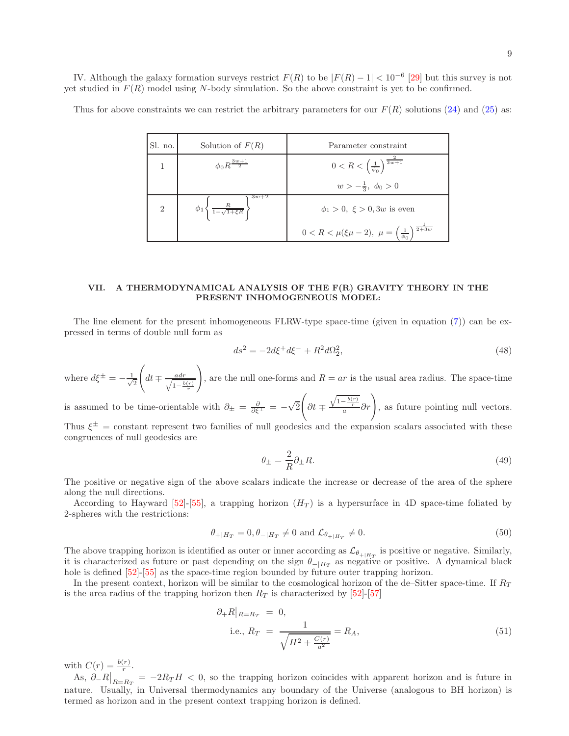IV. Although the galaxy formation surveys restrict $F(R)$ to be $|F(R) - 1| < 10^{-6}$ [29] but this survey is not yet studied in $F(R)$ model using $N$-body simulation. So the above constraint is yet to be confirmed.

Thus for above constraints we can restrict the arbitrary parameters for our $F(R)$ solutions (24) and (25) as:

| Sl. no. | Solution of $F(R)$ | Parameter constraint |
|---|---|---|
| 1 | $\phi_0 R^{\frac{3w+1}{2}}$ | $0 < R < \left(\frac{1}{\phi_0}\right)^{\frac{2}{3w+1}}$ <br> $w > -\frac{1}{3},\ \phi_0 > 0$ |
| 2 | $\phi_1 \left\{ \frac{R}{1-\sqrt{1+\xi R}} \right\}^{3w+2}$ | $\phi_1 > 0,\ \xi > 0, 3w$ is even <br> $0 < R < \mu(\xi\mu - 2),\ \mu = \left(\frac{1}{\phi_0}\right)^{\frac{1}{2+3w}}$ |

## VII. A THERMODYNAMICAL ANALYSIS OF THE F(R) GRAVITY THEORY IN THE PRESENT INHOMOGENEOUS MODEL:

The line element for the present inhomogeneous FLRW-type space-time (given in equation (7)) can be expressed in terms of double null form as

$$ds^2 = -2d\xi^+ d\xi^- + R^2 d\Omega_2^2, \tag{48}$$

where $d\xi^{\pm} = -\frac{1}{\sqrt{2}}\left(dt \mp \frac{adr}{\sqrt{1-\frac{b(r)}{r}}}\right)$, are the null one-forms and $R = ar$ is the usual area radius. The space-time is assumed to be time-orientable with $\partial_{\pm} = \frac{\partial}{\partial \xi^{\pm}} = -\sqrt{2}\left(\partial t \mp \frac{\sqrt{1-\frac{b(r)}{r}}}{a}\partial r\right)$, as future pointing null vectors. Thus $\xi^{\pm}$ = constant represent two families of null geodesics and the expansion scalars associated with these congruences of null geodesics are

$$\theta_{\pm} = \frac{2}{R}\partial_{\pm} R. \tag{49}$$

The positive or negative sign of the above scalars indicate the increase or decrease of the area of the sphere along the null directions.

According to Hayward [52]-[55], a trapping horizon ($H_T$) is a hypersurface in 4D space-time foliated by 2-spheres with the restrictions:

$$\theta_{+|H_T} = 0, \theta_{-|H_T} \neq 0 \text{ and } \mathcal{L}_{\theta_{+|H_T}} \neq 0. \tag{50}$$

The above trapping horizon is identified as outer or inner according as $\mathcal{L}_{\theta_{+|H_T}}$ is positive or negative. Similarly, it is characterized as future or past depending on the sign $\theta_{-|H_T}$ as negative or positive. A dynamical black hole is defined [52]-[55] as the space-time region bounded by future outer trapping horizon.

In the present context, horizon will be similar to the cosmological horizon of the de–Sitter space-time. If $R_T$ is the area radius of the trapping horizon then $R_T$ is characterized by [52]-[57]

$$\begin{aligned} \partial_+ R\big|_{R=R_T} &= 0, \\ \text{i.e., } R_T &= \frac{1}{\sqrt{H^2 + \frac{C(r)}{a^2}}} = R_A, \end{aligned} \tag{51}$$

with $C(r) = \frac{b(r)}{r}$.

As, $\partial_- R\big|_{R=R_T} = -2R_T H < 0$, so the trapping horizon coincides with apparent horizon and is future in nature. Usually, in Universal thermodynamics any boundary of the Universe (analogous to BH horizon) is termed as horizon and in the present context trapping horizon is defined.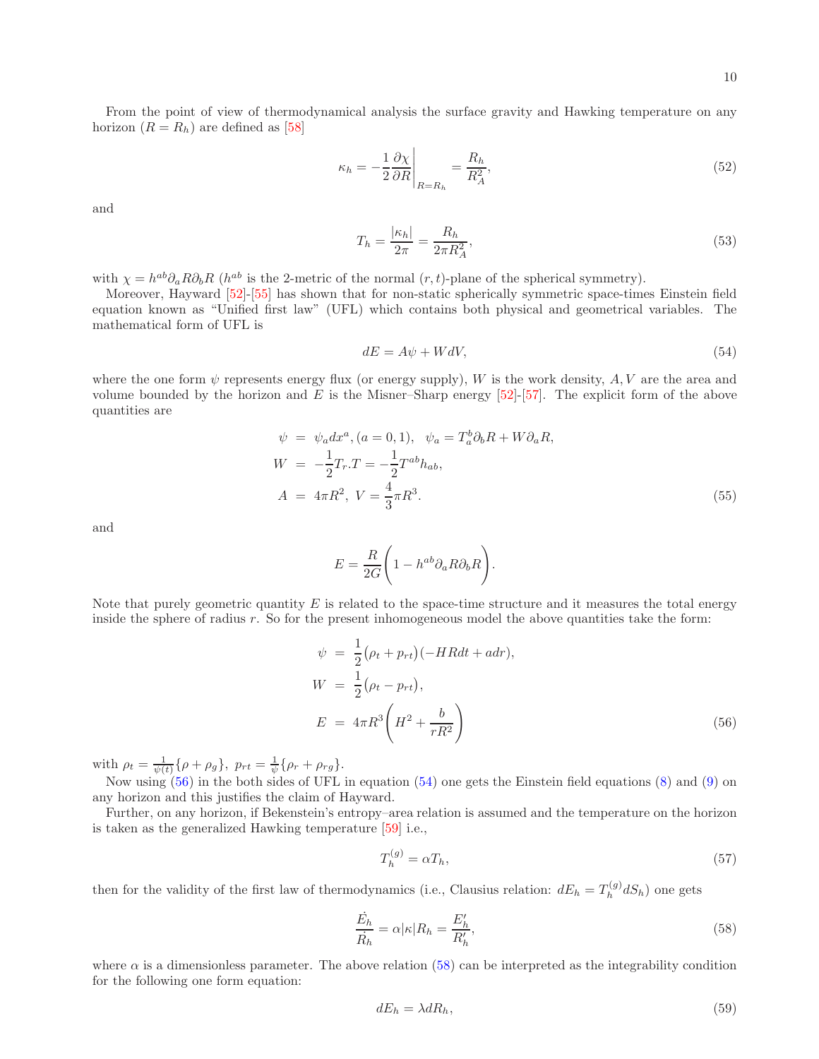From the point of view of thermodynamical analysis the surface gravity and Hawking temperature on any horizon ($R = R_h$) are defined as [58]

$$\kappa_h = -\frac{1}{2}\frac{\partial \chi}{\partial R}\bigg|_{R=R_h} = \frac{R_h}{R_A^2}, \tag{52}$$

and

$$T_h = \frac{|\kappa_h|}{2\pi} = \frac{R_h}{2\pi R_A^2}, \tag{53}$$

with $\chi = h^{ab}\partial_a R \partial_b R$ ($h^{ab}$ is the 2-metric of the normal $(r,t)$-plane of the spherical symmetry).

Moreover, Hayward [52]-[55] has shown that for non-static spherically symmetric space-times Einstein field equation known as "Unified first law" (UFL) which contains both physical and geometrical variables. The mathematical form of UFL is

$$dE = A\psi + WdV, \tag{54}$$

where the one form $\psi$ represents energy flux (or energy supply), $W$ is the work density, $A, V$ are the area and volume bounded by the horizon and $E$ is the Misner–Sharp energy [52]-[57]. The explicit form of the above quantities are

$$\begin{aligned}
\psi &= \psi_a dx^a, (a = 0, 1), \quad \psi_a = T_a^b \partial_b R + W \partial_a R, \\
W &= -\frac{1}{2} T_r.T = -\frac{1}{2} T^{ab} h_{ab}, \\
A &= 4\pi R^2, \; V = \frac{4}{3}\pi R^3.
\end{aligned} \tag{55}$$

and

$$E = \frac{R}{2G}\bigg(1 - h^{ab}\partial_a R \partial_b R\bigg).$$

Note that purely geometric quantity $E$ is related to the space-time structure and it measures the total energy inside the sphere of radius $r$. So for the present inhomogeneous model the above quantities take the form:

$$\begin{aligned}
\psi &= \frac{1}{2}(\rho_t + p_{rt})(-HRdt + adr), \\
W &= \frac{1}{2}(\rho_t - p_{rt}), \\
E &= 4\pi R^3 \bigg(H^2 + \frac{b}{rR^2}\bigg)
\end{aligned} \tag{56}$$

with $\rho_t = \frac{1}{\psi(t)}\{\rho + \rho_g\}, \; p_{rt} = \frac{1}{\psi}\{\rho_r + \rho_{rg}\}$.

Now using (56) in the both sides of UFL in equation (54) one gets the Einstein field equations (8) and (9) on any horizon and this justifies the claim of Hayward.

Further, on any horizon, if Bekenstein's entropy–area relation is assumed and the temperature on the horizon is taken as the generalized Hawking temperature [59] i.e.,

$$T_h^{(g)} = \alpha T_h, \tag{57}$$

then for the validity of the first law of thermodynamics (i.e., Clausius relation: $dE_h = T_h^{(g)} dS_h$) one gets

$$\frac{\dot{E}_h}{\dot{R}_h} = \alpha|\kappa|R_h = \frac{E_h'}{R_h'}, \tag{58}$$

where $\alpha$ is a dimensionless parameter. The above relation (58) can be interpreted as the integrability condition for the following one form equation:

$$dE_h = \lambda dR_h, \tag{59}$$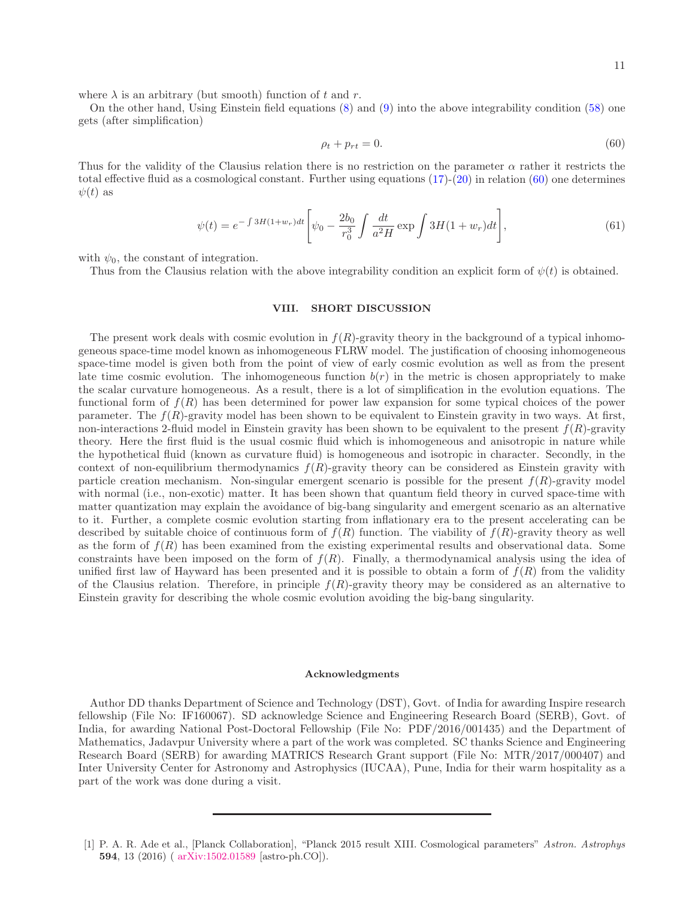where $\lambda$ is an arbitrary (but smooth) function of $t$ and $r$.

On the other hand, Using Einstein field equations (8) and (9) into the above integrability condition (58) one gets (after simplification)

$$\rho_t + p_{rt} = 0. \tag{60}$$

Thus for the validity of the Clausius relation there is no restriction on the parameter $\alpha$ rather it restricts the total effective fluid as a cosmological constant. Further using equations (17)-(20) in relation (60) one determines $\psi(t)$ as

$$\psi(t) = e^{-\int 3H(1+w_r)dt}\left[\psi_0 - \frac{2b_0}{r_0^3}\int \frac{dt}{a^2 H}\exp\int 3H(1+w_r)dt\right], \tag{61}$$

with $\psi_0$, the constant of integration.

Thus from the Clausius relation with the above integrability condition an explicit form of $\psi(t)$ is obtained.

## VIII. SHORT DISCUSSION

The present work deals with cosmic evolution in $f(R)$-gravity theory in the background of a typical inhomogeneous space-time model known as inhomogeneous FLRW model. The justification of choosing inhomogeneous space-time model is given both from the point of view of early cosmic evolution as well as from the present late time cosmic evolution. The inhomogeneous function $b(r)$ in the metric is chosen appropriately to make the scalar curvature homogeneous. As a result, there is a lot of simplification in the evolution equations. The functional form of $f(R)$ has been determined for power law expansion for some typical choices of the power parameter. The $f(R)$-gravity model has been shown to be equivalent to Einstein gravity in two ways. At first, non-interactions 2-fluid model in Einstein gravity has been shown to be equivalent to the present $f(R)$-gravity theory. Here the first fluid is the usual cosmic fluid which is inhomogeneous and anisotropic in nature while the hypothetical fluid (known as curvature fluid) is homogeneous and isotropic in character. Secondly, in the context of non-equilibrium thermodynamics $f(R)$-gravity theory can be considered as Einstein gravity with particle creation mechanism. Non-singular emergent scenario is possible for the present $f(R)$-gravity model with normal (i.e., non-exotic) matter. It has been shown that quantum field theory in curved space-time with matter quantization may explain the avoidance of big-bang singularity and emergent scenario as an alternative to it. Further, a complete cosmic evolution starting from inflationary era to the present accelerating can be described by suitable choice of continuous form of $f(R)$ function. The viability of $f(R)$-gravity theory as well as the form of $f(R)$ has been examined from the existing experimental results and observational data. Some constraints have been imposed on the form of $f(R)$. Finally, a thermodynamical analysis using the idea of unified first law of Hayward has been presented and it is possible to obtain a form of $f(R)$ from the validity of the Clausius relation. Therefore, in principle $f(R)$-gravity theory may be considered as an alternative to Einstein gravity for describing the whole cosmic evolution avoiding the big-bang singularity.

### Acknowledgments

Author DD thanks Department of Science and Technology (DST), Govt. of India for awarding Inspire research fellowship (File No: IF160067). SD acknowledge Science and Engineering Research Board (SERB), Govt. of India, for awarding National Post-Doctoral Fellowship (File No: PDF/2016/001435) and the Department of Mathematics, Jadavpur University where a part of the work was completed. SC thanks Science and Engineering Research Board (SERB) for awarding MATRICS Research Grant support (File No: MTR/2017/000407) and Inter University Center for Astronomy and Astrophysics (IUCAA), Pune, India for their warm hospitality as a part of the work was done during a visit.

---

[1] P. A. R. Ade et al., [Planck Collaboration], "Planck 2015 result XIII. Cosmological parameters" *Astron. Astrophys* **594**, 13 (2016) ( arXiv:1502.01589 [astro-ph.CO]).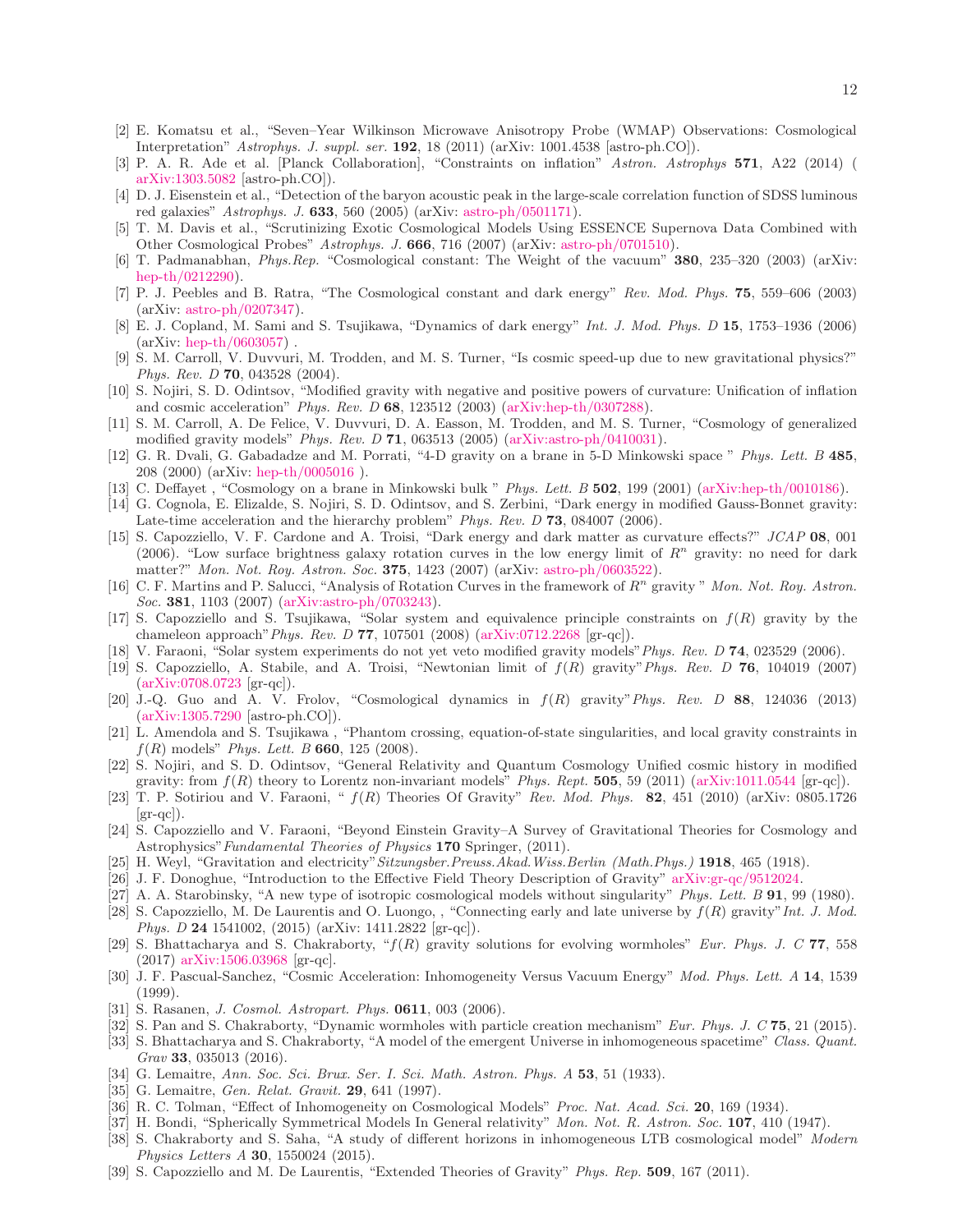[2] E. Komatsu et al., "Seven–Year Wilkinson Microwave Anisotropy Probe (WMAP) Observations: Cosmological Interpretation" *Astrophys. J. suppl. ser.* **192**, 18 (2011) (arXiv: 1001.4538 [astro-ph.CO]).

[3] P. A. R. Ade et al. [Planck Collaboration], "Constraints on inflation" *Astron. Astrophys* **571**, A22 (2014) ( arXiv:1303.5082 [astro-ph.CO]).

[4] D. J. Eisenstein et al., "Detection of the baryon acoustic peak in the large-scale correlation function of SDSS luminous red galaxies" *Astrophys. J.* **633**, 560 (2005) (arXiv: astro-ph/0501171).

[5] T. M. Davis et al., "Scrutinizing Exotic Cosmological Models Using ESSENCE Supernova Data Combined with Other Cosmological Probes" *Astrophys. J.* **666**, 716 (2007) (arXiv: astro-ph/0701510).

[6] T. Padmanabhan, *Phys.Rep.* "Cosmological constant: The Weight of the vacuum" **380**, 235–320 (2003) (arXiv: hep-th/0212290).

[7] P. J. Peebles and B. Ratra, "The Cosmological constant and dark energy" *Rev. Mod. Phys.* **75**, 559–606 (2003) (arXiv: astro-ph/0207347).

[8] E. J. Copland, M. Sami and S. Tsujikawa, "Dynamics of dark energy" *Int. J. Mod. Phys. D* **15**, 1753–1936 (2006) (arXiv: hep-th/0603057) .

[9] S. M. Carroll, V. Duvvuri, M. Trodden, and M. S. Turner, "Is cosmic speed-up due to new gravitational physics?" *Phys. Rev. D* **70**, 043528 (2004).

[10] S. Nojiri, S. D. Odintsov, "Modified gravity with negative and positive powers of curvature: Unification of inflation and cosmic acceleration" *Phys. Rev. D* **68**, 123512 (2003) (arXiv:hep-th/0307288).

[11] S. M. Carroll, A. De Felice, V. Duvvuri, D. A. Easson, M. Trodden, and M. S. Turner, "Cosmology of generalized modified gravity models" *Phys. Rev. D* **71**, 063513 (2005) (arXiv:astro-ph/0410031).

[12] G. R. Dvali, G. Gabadadze and M. Porrati, "4-D gravity on a brane in 5-D Minkowski space " *Phys. Lett. B* **485**, 208 (2000) (arXiv: hep-th/0005016 ).

[13] C. Deffayet , "Cosmology on a brane in Minkowski bulk " *Phys. Lett. B* **502**, 199 (2001) (arXiv:hep-th/0010186).

[14] G. Cognola, E. Elizalde, S. Nojiri, S. D. Odintsov, and S. Zerbini, "Dark energy in modified Gauss-Bonnet gravity: Late-time acceleration and the hierarchy problem" *Phys. Rev. D* **73**, 084007 (2006).

[15] S. Capozziello, V. F. Cardone and A. Troisi, "Dark energy and dark matter as curvature effects?" *JCAP* **08**, 001 (2006). "Low surface brightness galaxy rotation curves in the low energy limit of $R^n$ gravity: no need for dark matter?" *Mon. Not. Roy. Astron. Soc.* **375**, 1423 (2007) (arXiv: astro-ph/0603522).

[16] C. F. Martins and P. Salucci, "Analysis of Rotation Curves in the framework of $R^n$ gravity " *Mon. Not. Roy. Astron. Soc.* **381**, 1103 (2007) (arXiv:astro-ph/0703243).

[17] S. Capozziello and S. Tsujikawa, "Solar system and equivalence principle constraints on $f(R)$ gravity by the chameleon approach"*Phys. Rev. D* **77**, 107501 (2008) (arXiv:0712.2268 [gr-qc]).

[18] V. Faraoni, "Solar system experiments do not yet veto modified gravity models"*Phys. Rev. D* **74**, 023529 (2006).

[19] S. Capozziello, A. Stabile, and A. Troisi, "Newtonian limit of $f(R)$ gravity"*Phys. Rev. D* **76**, 104019 (2007) (arXiv:0708.0723 [gr-qc]).

[20] J.-Q. Guo and A. V. Frolov, "Cosmological dynamics in $f(R)$ gravity"*Phys. Rev. D* **88**, 124036 (2013) (arXiv:1305.7290 [astro-ph.CO]).

[21] L. Amendola and S. Tsujikawa , "Phantom crossing, equation-of-state singularities, and local gravity constraints in $f(R)$ models" *Phys. Lett. B* **660**, 125 (2008).

[22] S. Nojiri, and S. D. Odintsov, "General Relativity and Quantum Cosmology Unified cosmic history in modified gravity: from $f(R)$ theory to Lorentz non-invariant models" *Phys. Rept.* **505**, 59 (2011) (arXiv:1011.0544 [gr-qc]).

[23] T. P. Sotiriou and V. Faraoni, " $f(R)$ Theories Of Gravity" *Rev. Mod. Phys.* **82**, 451 (2010) (arXiv: 0805.1726 [gr-qc]).

[24] S. Capozziello and V. Faraoni, "Beyond Einstein Gravity–A Survey of Gravitational Theories for Cosmology and Astrophysics"*Fundamental Theories of Physics* **170** Springer, (2011).

[25] H. Weyl, "Gravitation and electricity"*Sitzungsber.Preuss.Akad.Wiss.Berlin (Math.Phys.)* **1918**, 465 (1918).

[26] J. F. Donoghue, "Introduction to the Effective Field Theory Description of Gravity" arXiv:gr-qc/9512024.

[27] A. A. Starobinsky, "A new type of isotropic cosmological models without singularity" *Phys. Lett. B* **91**, 99 (1980).

[28] S. Capozziello, M. De Laurentis and O. Luongo, , "Connecting early and late universe by $f(R)$ gravity"*Int. J. Mod. Phys. D* **24** 1541002, (2015) (arXiv: 1411.2822 [gr-qc]).

[29] S. Bhattacharya and S. Chakraborty, "$f(R)$ gravity solutions for evolving wormholes" *Eur. Phys. J. C* **77**, 558 (2017) arXiv:1506.03968 [gr-qc].

[30] J. F. Pascual-Sanchez, "Cosmic Acceleration: Inhomogeneity Versus Vacuum Energy" *Mod. Phys. Lett. A* **14**, 1539 (1999).

[31] S. Rasanen, *J. Cosmol. Astropart. Phys.* **0611**, 003 (2006).

[32] S. Pan and S. Chakraborty, "Dynamic wormholes with particle creation mechanism" *Eur. Phys. J. C* **75**, 21 (2015).

[33] S. Bhattacharya and S. Chakraborty, "A model of the emergent Universe in inhomogeneous spacetime" *Class. Quant. Grav* **33**, 035013 (2016).

[34] G. Lemaitre, *Ann. Soc. Sci. Brux. Ser. I. Sci. Math. Astron. Phys. A* **53**, 51 (1933).

[35] G. Lemaitre, *Gen. Relat. Gravit.* **29**, 641 (1997).

[36] R. C. Tolman, "Effect of Inhomogeneity on Cosmological Models" *Proc. Nat. Acad. Sci.* **20**, 169 (1934).

[37] H. Bondi, "Spherically Symmetrical Models In General relativity" *Mon. Not. R. Astron. Soc.* **107**, 410 (1947).

[38] S. Chakraborty and S. Saha, "A study of different horizons in inhomogeneous LTB cosmological model" *Modern Physics Letters A* **30**, 1550024 (2015).

[39] S. Capozziello and M. De Laurentis, "Extended Theories of Gravity" *Phys. Rep.* **509**, 167 (2011).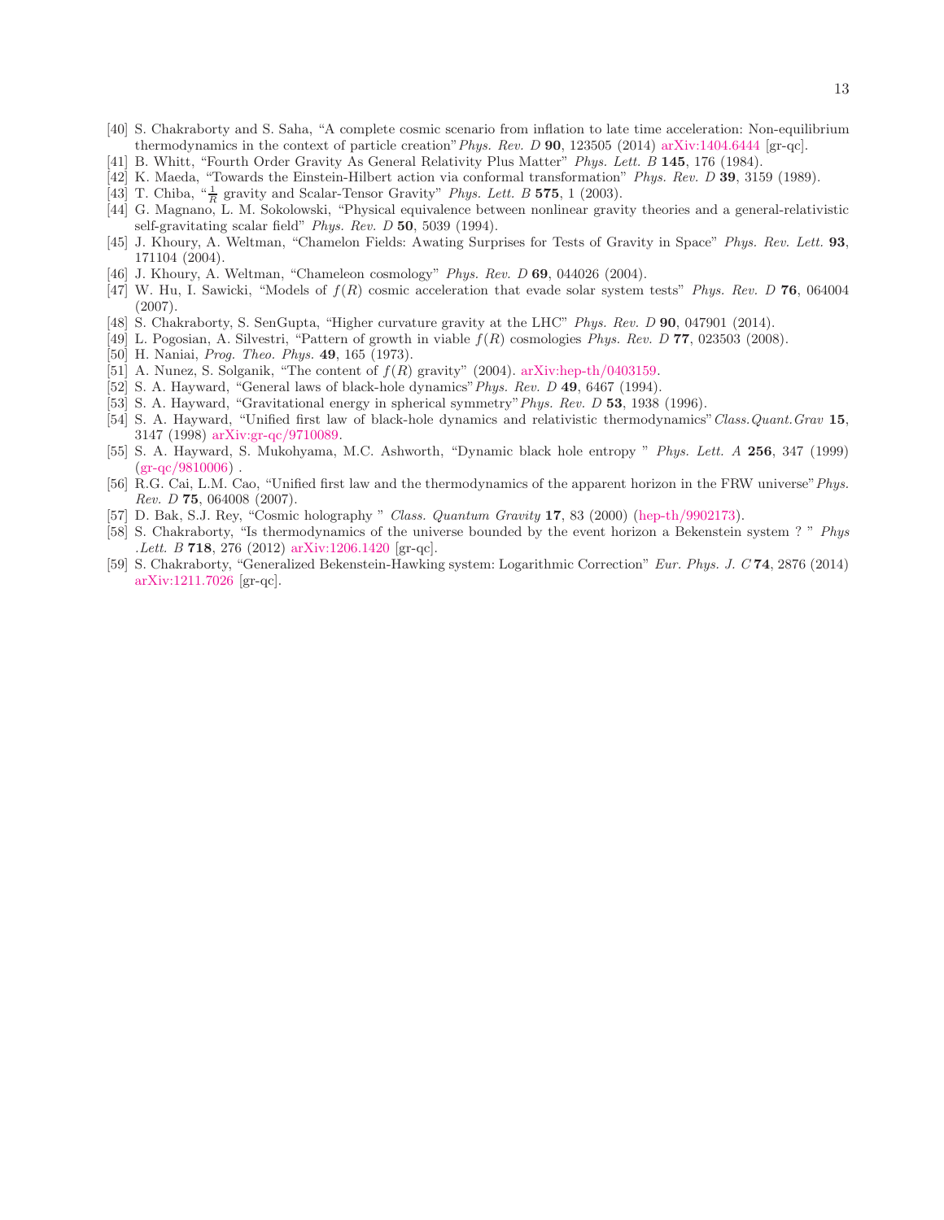[40] S. Chakraborty and S. Saha, "A complete cosmic scenario from inflation to late time acceleration: Non-equilibrium thermodynamics in the context of particle creation" *Phys. Rev. D* **90**, 123505 (2014) arXiv:1404.6444 [gr-qc].

[41] B. Whitt, "Fourth Order Gravity As General Relativity Plus Matter" *Phys. Lett. B* **145**, 176 (1984).

[42] K. Maeda, "Towards the Einstein-Hilbert action via conformal transformation" *Phys. Rev. D* **39**, 3159 (1989).

[43] T. Chiba, "$\frac{1}{R}$ gravity and Scalar-Tensor Gravity" *Phys. Lett. B* **575**, 1 (2003).

[44] G. Magnano, L. M. Sokolowski, "Physical equivalence between nonlinear gravity theories and a general-relativistic self-gravitating scalar field" *Phys. Rev. D* **50**, 5039 (1994).

[45] J. Khoury, A. Weltman, "Chamelon Fields: Awating Surprises for Tests of Gravity in Space" *Phys. Rev. Lett.* **93**, 171104 (2004).

[46] J. Khoury, A. Weltman, "Chameleon cosmology" *Phys. Rev. D* **69**, 044026 (2004).

[47] W. Hu, I. Sawicki, "Models of $f(R)$ cosmic acceleration that evade solar system tests" *Phys. Rev. D* **76**, 064004 (2007).

[48] S. Chakraborty, S. SenGupta, "Higher curvature gravity at the LHC" *Phys. Rev. D* **90**, 047901 (2014).

[49] L. Pogosian, A. Silvestri, "Pattern of growth in viable $f(R)$ cosmologies *Phys. Rev. D* **77**, 023503 (2008).

[50] H. Naniai, *Prog. Theo. Phys.* **49**, 165 (1973).

[51] A. Nunez, S. Solganik, "The content of $f(R)$ gravity" (2004). arXiv:hep-th/0403159.

[52] S. A. Hayward, "General laws of black-hole dynamics" *Phys. Rev. D* **49**, 6467 (1994).

[53] S. A. Hayward, "Gravitational energy in spherical symmetry" *Phys. Rev. D* **53**, 1938 (1996).

[54] S. A. Hayward, "Unified first law of black-hole dynamics and relativistic thermodynamics" *Class.Quant.Grav* **15**, 3147 (1998) arXiv:gr-qc/9710089.

[55] S. A. Hayward, S. Mukohyama, M.C. Ashworth, "Dynamic black hole entropy " *Phys. Lett. A* **256**, 347 (1999) (gr-qc/9810006) .

[56] R.G. Cai, L.M. Cao, "Unified first law and the thermodynamics of the apparent horizon in the FRW universe" *Phys. Rev. D* **75**, 064008 (2007).

[57] D. Bak, S.J. Rey, "Cosmic holography " *Class. Quantum Gravity* **17**, 83 (2000) (hep-th/9902173).

[58] S. Chakraborty, "Is thermodynamics of the universe bounded by the event horizon a Bekenstein system ? " *Phys .Lett. B* **718**, 276 (2012) arXiv:1206.1420 [gr-qc].

[59] S. Chakraborty, "Generalized Bekenstein-Hawking system: Logarithmic Correction" *Eur. Phys. J. C* **74**, 2876 (2014) arXiv:1211.7026 [gr-qc].